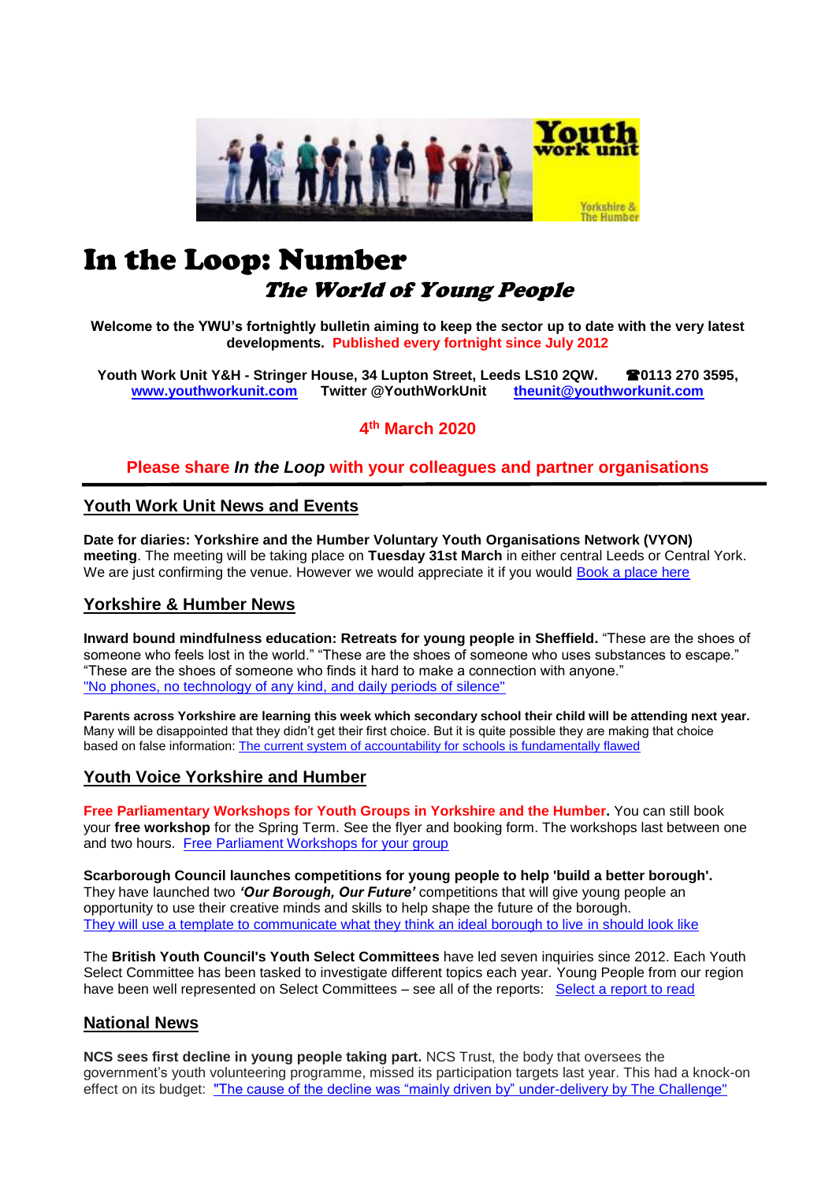# In the Loop: Number

## *The World of Young People*

**Welcome to the YWU's fortnightly bulletin aiming to keep the sector up to date with the very latest developments. Published every fortnight since July 2012**

**Youth Work Unit Y&H - Stringer House, 34 Lupton Street, Leeds LS10 2QW. ☎0113 270 3595, www.youthworkunit.com Twitter @YouthWorkUnit theunit@youthworkunit.com**

**4th March 2020**

**Please share *In the Loop* with your colleagues and partner organisations**

## Youth Work Unit News and Events

**Date for diaries: Yorkshire and the Humber Voluntary Youth Organisations Network (VYON) meeting**. The meeting will be taking place on **Tuesday 31st March** in either central Leeds or Central York. We are just confirming the venue. However we would appreciate it if you would Book a place here

## Yorkshire & Humber News

**Inward bound mindfulness education: Retreats for young people in Sheffield.** "These are the shoes of someone who feels lost in the world." "These are the shoes of someone who uses substances to escape." "These are the shoes of someone who finds it hard to make a connection with anyone." "No phones, no technology of any kind, and daily periods of silence"

**Parents across Yorkshire are learning this week which secondary school their child will be attending next year.** Many will be disappointed that they didn't get their first choice. But it is quite possible they are making that choice based on false information: The current system of accountability for schools is fundamentally flawed

## Youth Voice Yorkshire and Humber

**Free Parliamentary Workshops for Youth Groups in Yorkshire and the Humber.** You can still book your **free workshop** for the Spring Term. See the flyer and booking form. The workshops last between one and two hours. Free Parliament Workshops for your group

**Scarborough Council launches competitions for young people to help 'build a better borough'.** They have launched two ***'Our Borough, Our Future'*** competitions that will give young people an opportunity to use their creative minds and skills to help shape the future of the borough. They will use a template to communicate what they think an ideal borough to live in should look like

The **British Youth Council's Youth Select Committees** have led seven inquiries since 2012. Each Youth Select Committee has been tasked to investigate different topics each year. Young People from our region have been well represented on Select Committees – see all of the reports: Select a report to read

## National News

**NCS sees first decline in young people taking part.** NCS Trust, the body that oversees the government's youth volunteering programme, missed its participation targets last year. This had a knock-on effect on its budget: "The cause of the decline was "mainly driven by" under-delivery by The Challenge"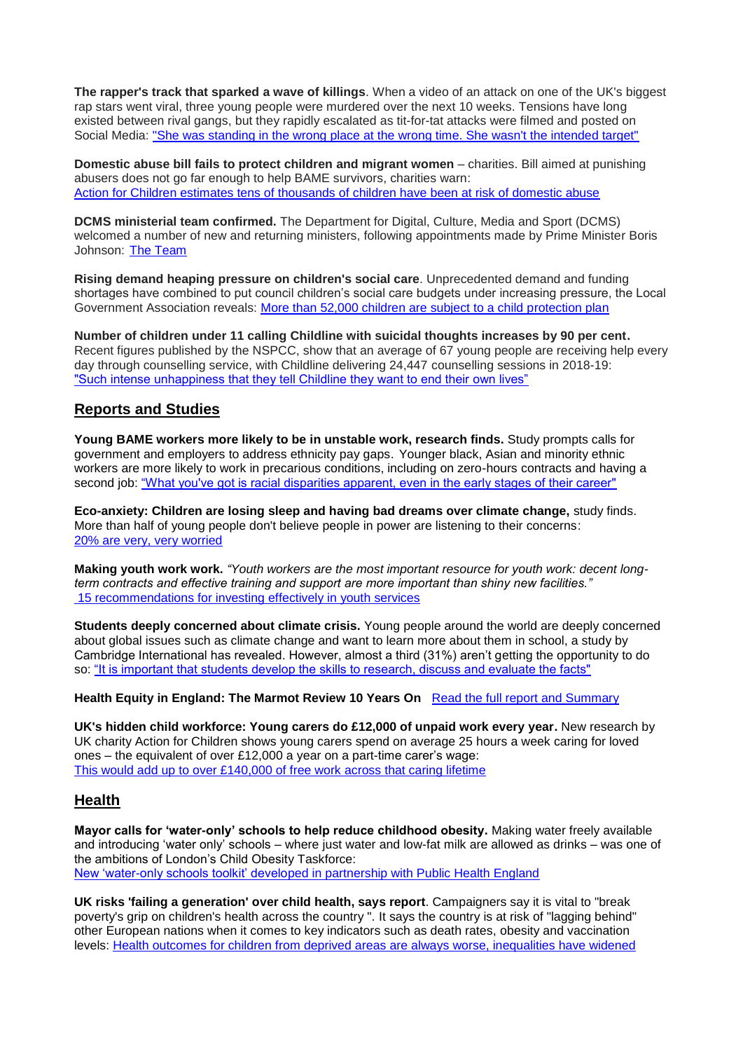**The rapper's track that sparked a wave of killings**. When a video of an attack on one of the UK's biggest rap stars went viral, three young people were murdered over the next 10 weeks. Tensions have long existed between rival gangs, but they rapidly escalated as tit-for-tat attacks were filmed and posted on Social Media: "She was standing in the wrong place at the wrong time. She wasn't the intended target"

**Domestic abuse bill fails to protect children and migrant women** – charities. Bill aimed at punishing abusers does not go far enough to help BAME survivors, charities warn:
Action for Children estimates tens of thousands of children have been at risk of domestic abuse

**DCMS ministerial team confirmed.** The Department for Digital, Culture, Media and Sport (DCMS) welcomed a number of new and returning ministers, following appointments made by Prime Minister Boris Johnson: The Team

**Rising demand heaping pressure on children's social care**. Unprecedented demand and funding shortages have combined to put council children's social care budgets under increasing pressure, the Local Government Association reveals: More than 52,000 children are subject to a child protection plan

**Number of children under 11 calling Childline with suicidal thoughts increases by 90 per cent.** Recent figures published by the NSPCC, show that an average of 67 young people are receiving help every day through counselling service, with Childline delivering 24,447 counselling sessions in 2018-19:
"Such intense unhappiness that they tell Childline they want to end their own lives"

## Reports and Studies

**Young BAME workers more likely to be in unstable work, research finds.** Study prompts calls for government and employers to address ethnicity pay gaps. Younger black, Asian and minority ethnic workers are more likely to work in precarious conditions, including on zero-hours contracts and having a second job: "What you've got is racial disparities apparent, even in the early stages of their career"

**Eco-anxiety: Children are losing sleep and having bad dreams over climate change,** study finds. More than half of young people don't believe people in power are listening to their concerns:
20% are very, very worried

**Making youth work work.** *"Youth workers are the most important resource for youth work: decent long-term contracts and effective training and support are more important than shiny new facilities."*
15 recommendations for investing effectively in youth services

**Students deeply concerned about climate crisis.** Young people around the world are deeply concerned about global issues such as climate change and want to learn more about them in school, a study by Cambridge International has revealed. However, almost a third (31%) aren't getting the opportunity to do so: "It is important that students develop the skills to research, discuss and evaluate the facts"

**Health Equity in England: The Marmot Review 10 Years On** Read the full report and Summary

**UK's hidden child workforce: Young carers do £12,000 of unpaid work every year.** New research by UK charity Action for Children shows young carers spend on average 25 hours a week caring for loved ones – the equivalent of over £12,000 a year on a part-time carer's wage:
This would add up to over £140,000 of free work across that caring lifetime

## Health

**Mayor calls for 'water-only' schools to help reduce childhood obesity.** Making water freely available and introducing 'water only' schools – where just water and low-fat milk are allowed as drinks – was one of the ambitions of London's Child Obesity Taskforce:
New 'water-only schools toolkit' developed in partnership with Public Health England

**UK risks 'failing a generation' over child health, says report**. Campaigners say it is vital to "break poverty's grip on children's health across the country ". It says the country is at risk of "lagging behind" other European nations when it comes to key indicators such as death rates, obesity and vaccination levels: Health outcomes for children from deprived areas are always worse, inequalities have widened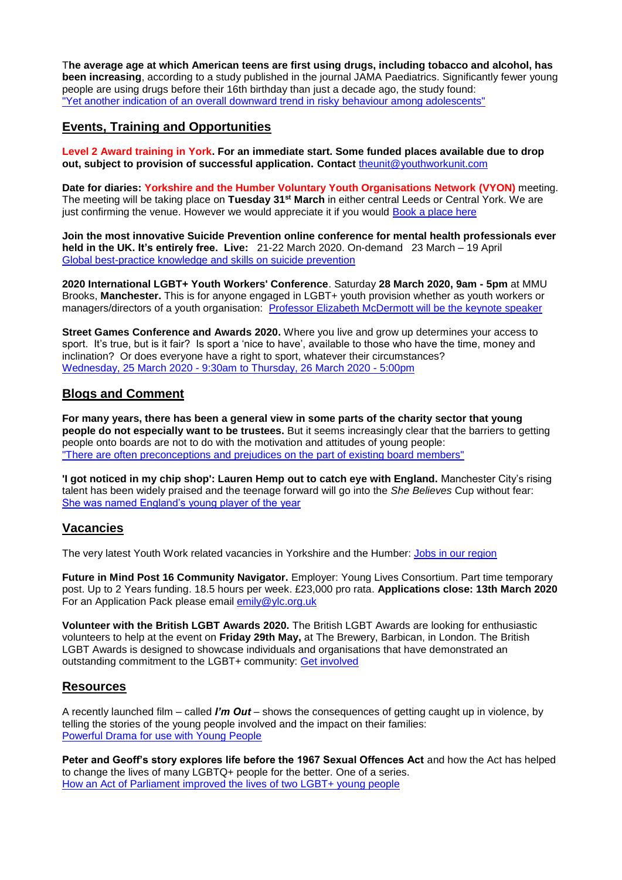**The average age at which American teens are first using drugs, including tobacco and alcohol, has been increasing**, according to a study published in the journal JAMA Paediatrics. Significantly fewer young people are using drugs before their 16th birthday than just a decade ago, the study found: "Yet another indication of an overall downward trend in risky behaviour among adolescents"

## Events, Training and Opportunities

**Level 2 Award training in York. For an immediate start. Some funded places available due to drop out, subject to provision of successful application. Contact** theunit@youthworkunit.com

**Date for diaries: Yorkshire and the Humber Voluntary Youth Organisations Network (VYON)** meeting. The meeting will be taking place on **Tuesday 31st March** in either central Leeds or Central York. We are just confirming the venue. However we would appreciate it if you would Book a place here

**Join the most innovative Suicide Prevention online conference for mental health professionals ever held in the UK. It's entirely free. Live:** 21-22 March 2020. On-demand 23 March – 19 April Global best-practice knowledge and skills on suicide prevention

**2020 International LGBT+ Youth Workers' Conference**. Saturday **28 March 2020, 9am - 5pm** at MMU Brooks, **Manchester.** This is for anyone engaged in LGBT+ youth provision whether as youth workers or managers/directors of a youth organisation: Professor Elizabeth McDermott will be the keynote speaker

**Street Games Conference and Awards 2020.** Where you live and grow up determines your access to sport. It's true, but is it fair? Is sport a 'nice to have', available to those who have the time, money and inclination? Or does everyone have a right to sport, whatever their circumstances? Wednesday, 25 March 2020 - 9:30am to Thursday, 26 March 2020 - 5:00pm

## Blogs and Comment

**For many years, there has been a general view in some parts of the charity sector that young people do not especially want to be trustees.** But it seems increasingly clear that the barriers to getting people onto boards are not to do with the motivation and attitudes of young people: "There are often preconceptions and prejudices on the part of existing board members"

**'I got noticed in my chip shop': Lauren Hemp out to catch eye with England.** Manchester City's rising talent has been widely praised and the teenage forward will go into the *She Believes* Cup without fear: She was named England's young player of the year

## Vacancies

The very latest Youth Work related vacancies in Yorkshire and the Humber: Jobs in our region

**Future in Mind Post 16 Community Navigator.** Employer: Young Lives Consortium. Part time temporary post. Up to 2 Years funding. 18.5 hours per week. £23,000 pro rata. **Applications close: 13th March 2020** For an Application Pack please email emily@ylc.org.uk

**Volunteer with the British LGBT Awards 2020.** The British LGBT Awards are looking for enthusiastic volunteers to help at the event on **Friday 29th May,** at The Brewery, Barbican, in London. The British LGBT Awards is designed to showcase individuals and organisations that have demonstrated an outstanding commitment to the LGBT+ community: Get involved

## Resources

A recently launched film – called ***I'm Out*** – shows the consequences of getting caught up in violence, by telling the stories of the young people involved and the impact on their families: Powerful Drama for use with Young People

**Peter and Geoff's story explores life before the 1967 Sexual Offences Act** and how the Act has helped to change the lives of many LGBTQ+ people for the better. One of a series. How an Act of Parliament improved the lives of two LGBT+ young people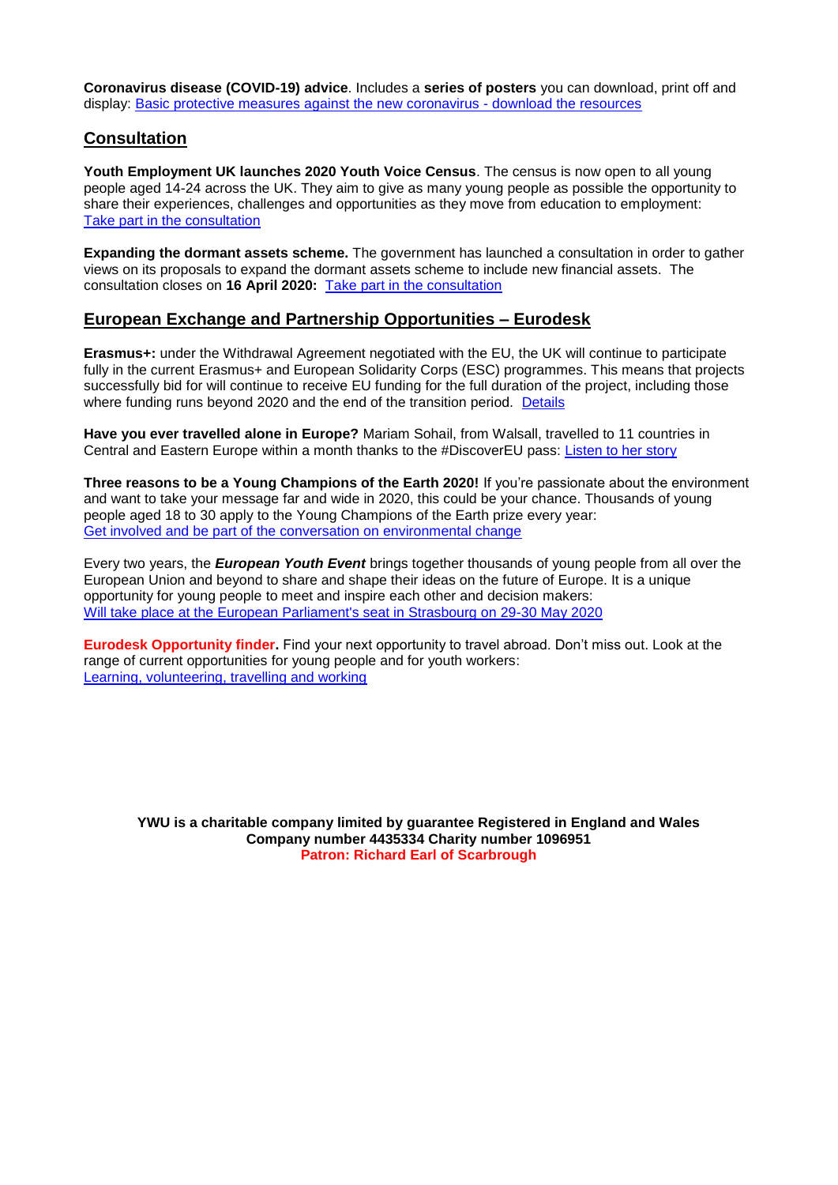**Coronavirus disease (COVID-19) advice**. Includes a **series of posters** you can download, print off and display: Basic protective measures against the new coronavirus - download the resources

## Consultation

**Youth Employment UK launches 2020 Youth Voice Census**. The census is now open to all young people aged 14-24 across the UK. They aim to give as many young people as possible the opportunity to share their experiences, challenges and opportunities as they move from education to employment: Take part in the consultation

**Expanding the dormant assets scheme.** The government has launched a consultation in order to gather views on its proposals to expand the dormant assets scheme to include new financial assets. The consultation closes on **16 April 2020:** Take part in the consultation

## European Exchange and Partnership Opportunities – Eurodesk

**Erasmus+:** under the Withdrawal Agreement negotiated with the EU, the UK will continue to participate fully in the current Erasmus+ and European Solidarity Corps (ESC) programmes. This means that projects successfully bid for will continue to receive EU funding for the full duration of the project, including those where funding runs beyond 2020 and the end of the transition period. Details

**Have you ever travelled alone in Europe?** Mariam Sohail, from Walsall, travelled to 11 countries in Central and Eastern Europe within a month thanks to the #DiscoverEU pass: Listen to her story

**Three reasons to be a Young Champions of the Earth 2020!** If you're passionate about the environment and want to take your message far and wide in 2020, this could be your chance. Thousands of young people aged 18 to 30 apply to the Young Champions of the Earth prize every year: Get involved and be part of the conversation on environmental change

Every two years, the ***European Youth Event*** brings together thousands of young people from all over the European Union and beyond to share and shape their ideas on the future of Europe. It is a unique opportunity for young people to meet and inspire each other and decision makers: Will take place at the European Parliament's seat in Strasbourg on 29-30 May 2020

**Eurodesk Opportunity finder.** Find your next opportunity to travel abroad. Don't miss out. Look at the range of current opportunities for young people and for youth workers: Learning, volunteering, travelling and working

**YWU is a charitable company limited by guarantee Registered in England and Wales**
**Company number 4435334 Charity number 1096951**
**Patron: Richard Earl of Scarbrough**